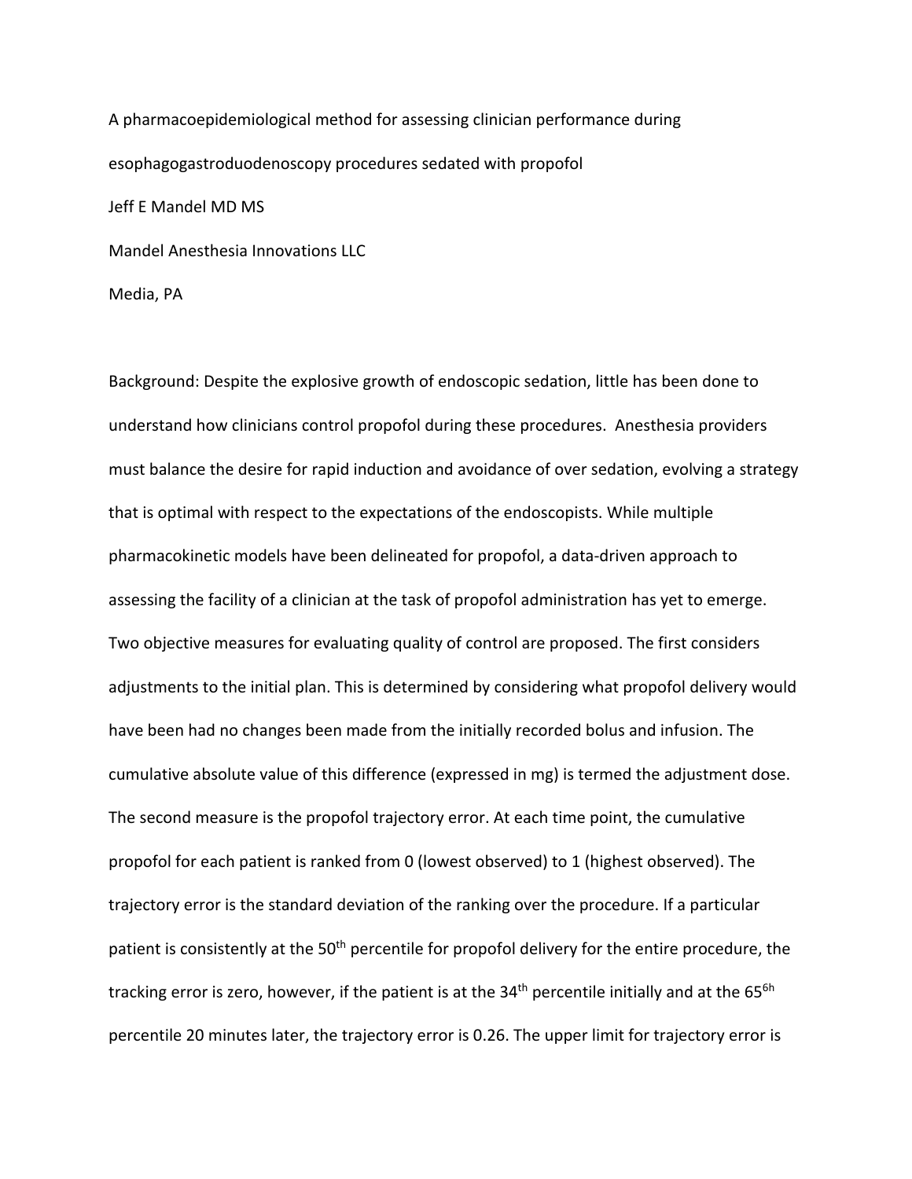A pharmacoepidemiological method for assessing clinician performance during esophagogastroduodenoscopy procedures sedated with propofol

Jeff E Mandel MD MS

Mandel Anesthesia Innovations LLC

Media, PA

Background: Despite the explosive growth of endoscopic sedation, little has been done to understand how clinicians control propofol during these procedures. Anesthesia providers must balance the desire for rapid induction and avoidance of over sedation, evolving a strategy that is optimal with respect to the expectations of the endoscopists. While multiple pharmacokinetic models have been delineated for propofol, a data-driven approach to assessing the facility of a clinician at the task of propofol administration has yet to emerge. Two objective measures for evaluating quality of control are proposed. The first considers adjustments to the initial plan. This is determined by considering what propofol delivery would have been had no changes been made from the initially recorded bolus and infusion. The cumulative absolute value of this difference (expressed in mg) is termed the adjustment dose. The second measure is the propofol trajectory error. At each time point, the cumulative propofol for each patient is ranked from 0 (lowest observed) to 1 (highest observed). The trajectory error is the standard deviation of the ranking over the procedure. If a particular patient is consistently at the 50th percentile for propofol delivery for the entire procedure, the tracking error is zero, however, if the patient is at the 34th percentile initially and at the 65<sup>6h</sup> percentile 20 minutes later, the trajectory error is 0.26. The upper limit for trajectory error is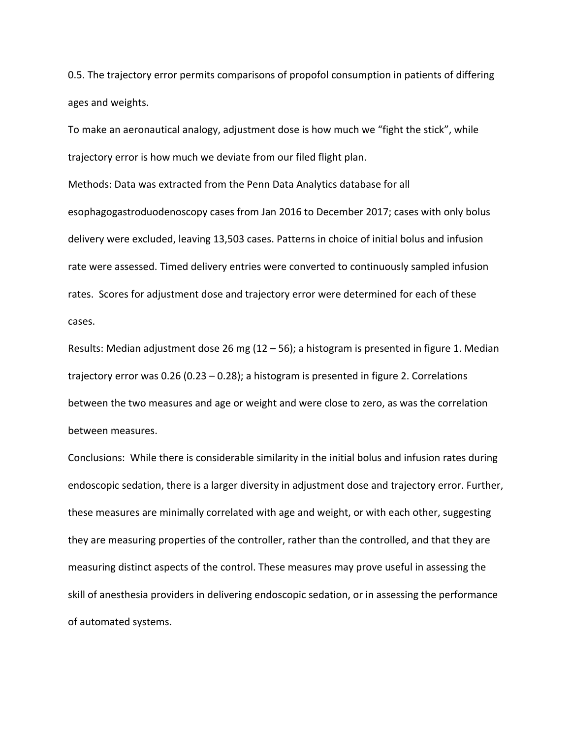0.5. The trajectory error permits comparisons of propofol consumption in patients of differing ages and weights.

To make an aeronautical analogy, adjustment dose is how much we "fight the stick", while trajectory error is how much we deviate from our filed flight plan.

Methods: Data was extracted from the Penn Data Analytics database for all esophagogastroduodenoscopy cases from Jan 2016 to December 2017; cases with only bolus delivery were excluded, leaving 13,503 cases. Patterns in choice of initial bolus and infusion rate were assessed. Timed delivery entries were converted to continuously sampled infusion rates. Scores for adjustment dose and trajectory error were determined for each of these cases.

Results: Median adjustment dose 26 mg (12 – 56); a histogram is presented in figure 1. Median trajectory error was 0.26 (0.23 – 0.28); a histogram is presented in figure 2. Correlations between the two measures and age or weight and were close to zero, as was the correlation between measures.

Conclusions: While there is considerable similarity in the initial bolus and infusion rates during endoscopic sedation, there is a larger diversity in adjustment dose and trajectory error. Further, these measures are minimally correlated with age and weight, or with each other, suggesting they are measuring properties of the controller, rather than the controlled, and that they are measuring distinct aspects of the control. These measures may prove useful in assessing the skill of anesthesia providers in delivering endoscopic sedation, or in assessing the performance of automated systems.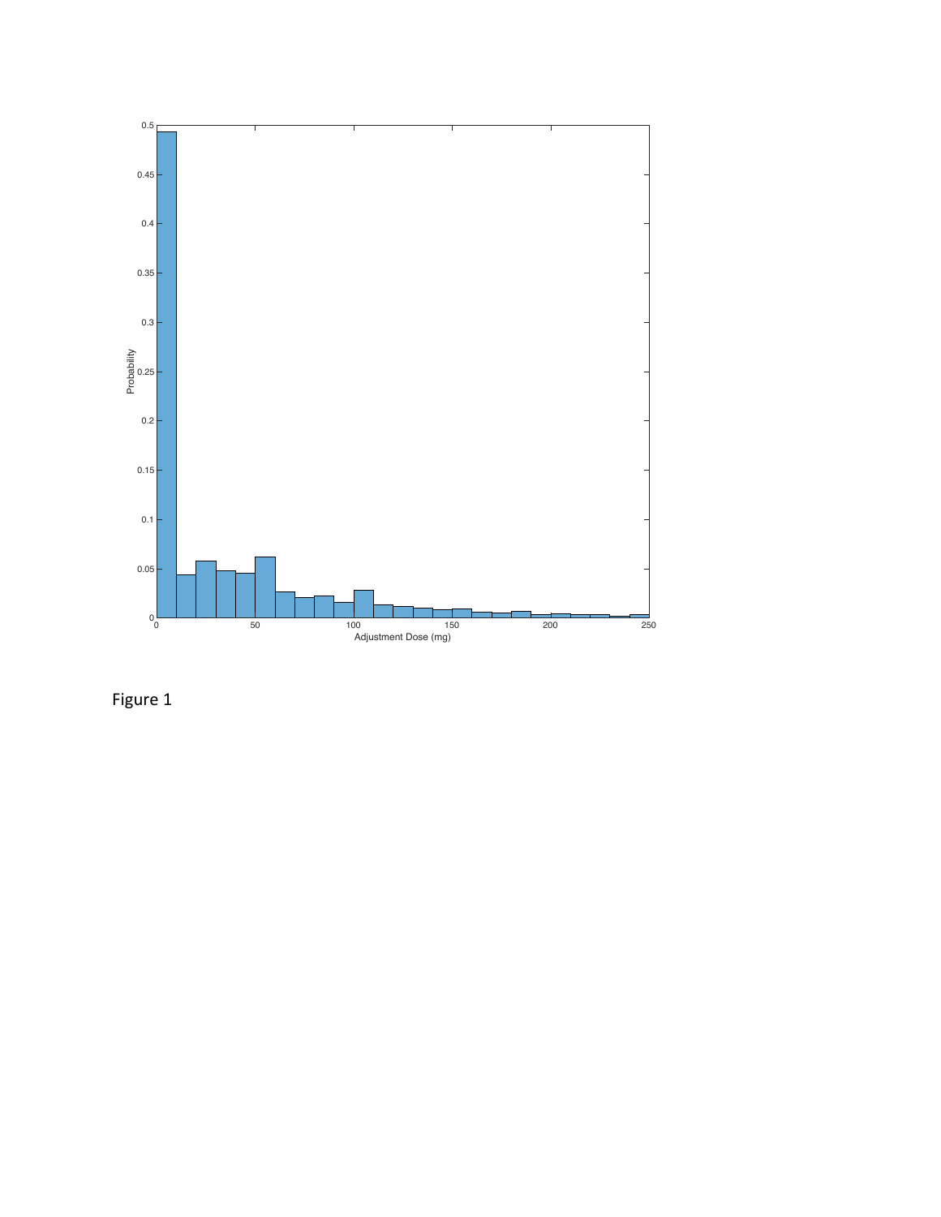Figure 1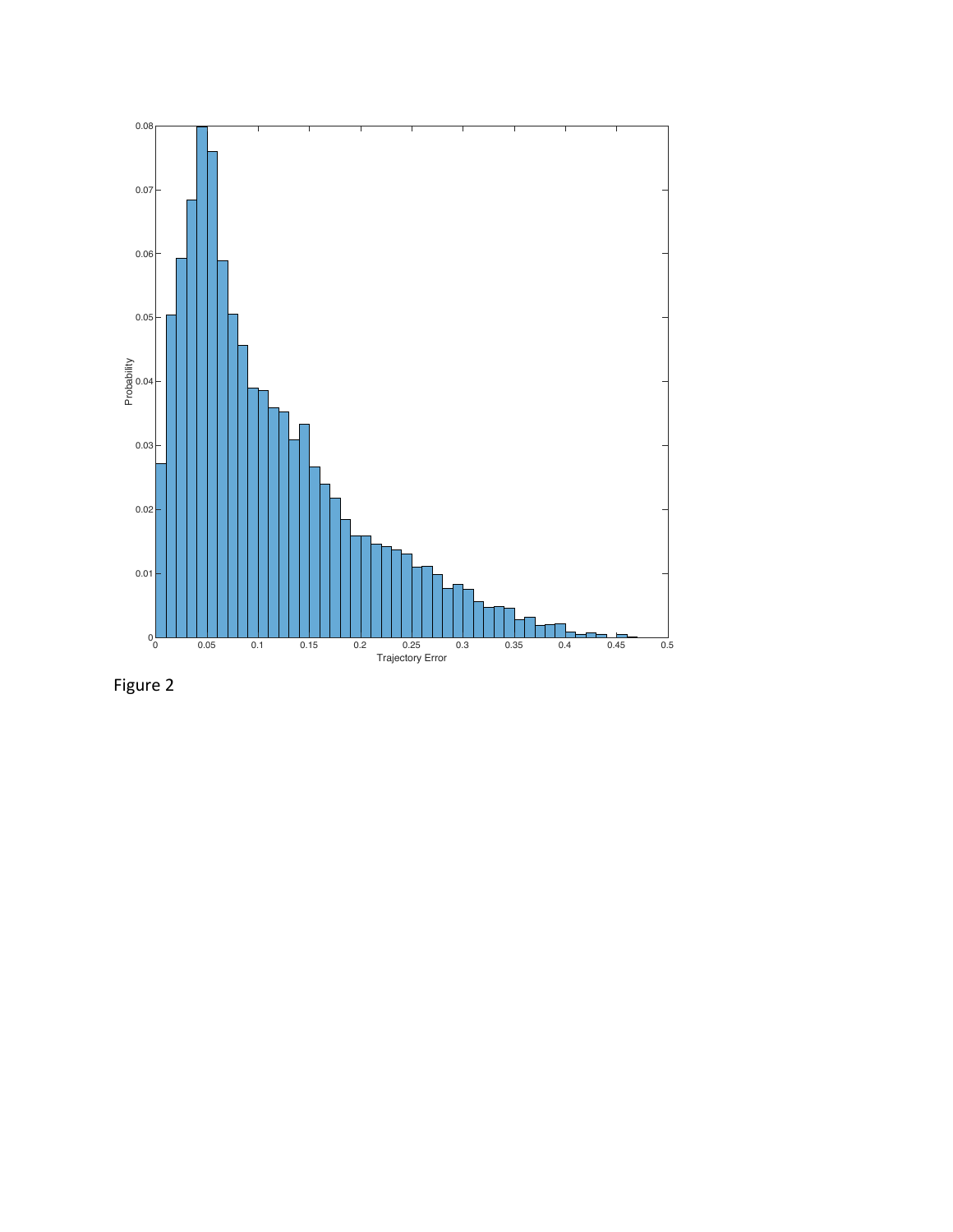0.08

0.07

0.06

0.05

0.04

0.03

0.02

0.01

0

Probability

0

0.05

0.1

0.15

0.2

0.25

0.3

0.35

0.4

0.45

0.5

Trajectory Error

Figure 2